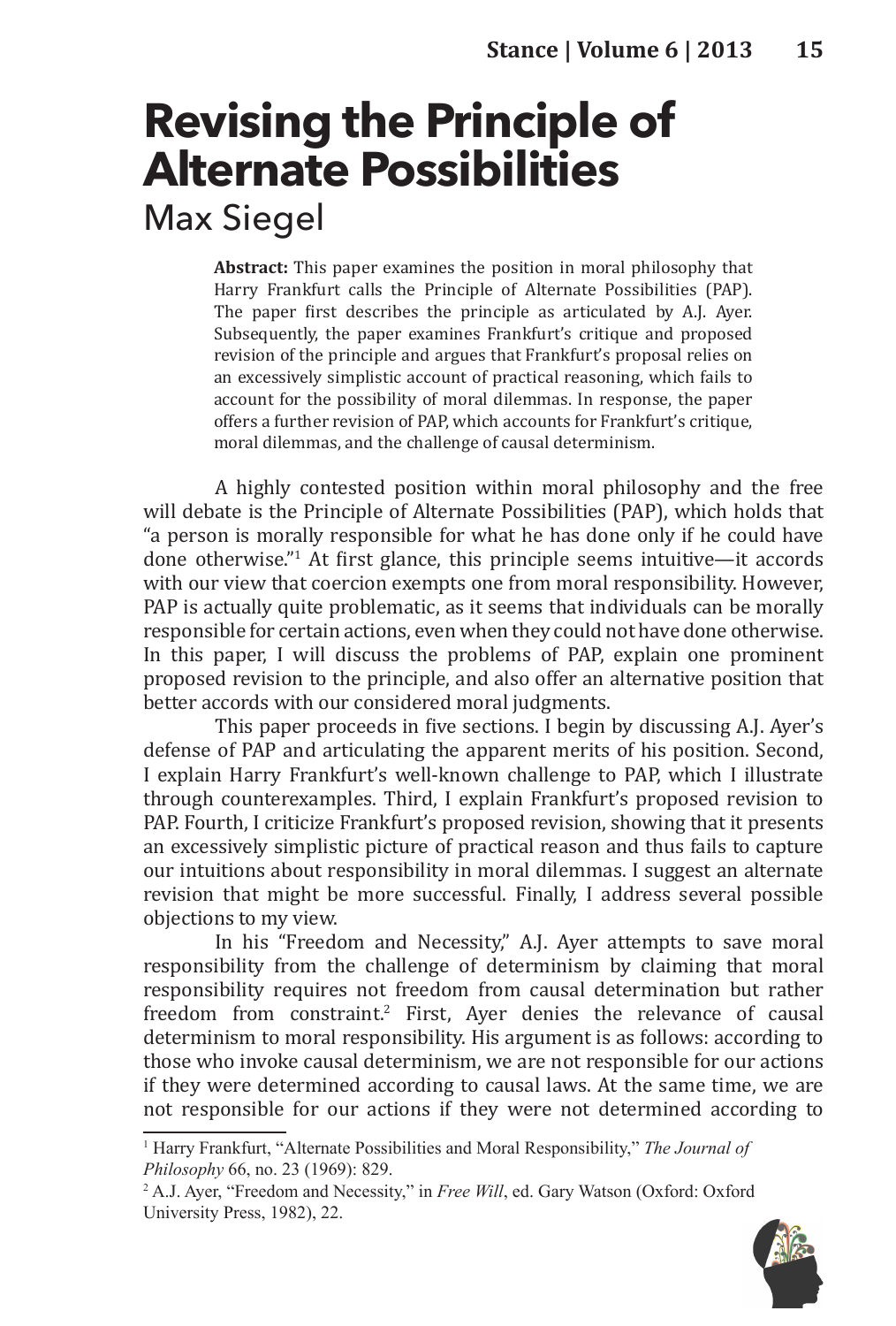# Revising the Principle of Alternate Possibilities

Max Siegel

**Abstract:** This paper examines the position in moral philosophy that Harry Frankfurt calls the Principle of Alternate Possibilities (PAP). The paper first describes the principle as articulated by A.J. Ayer. Subsequently, the paper examines Frankfurt's critique and proposed revision of the principle and argues that Frankfurt's proposal relies on an excessively simplistic account of practical reasoning, which fails to account for the possibility of moral dilemmas. In response, the paper offers a further revision of PAP, which accounts for Frankfurt's critique, moral dilemmas, and the challenge of causal determinism.

A highly contested position within moral philosophy and the free will debate is the Principle of Alternate Possibilities (PAP), which holds that "a person is morally responsible for what he has done only if he could have done otherwise."[1] At first glance, this principle seems intuitive—it accords with our view that coercion exempts one from moral responsibility. However, PAP is actually quite problematic, as it seems that individuals can be morally responsible for certain actions, even when they could not have done otherwise. In this paper, I will discuss the problems of PAP, explain one prominent proposed revision to the principle, and also offer an alternative position that better accords with our considered moral judgments.

This paper proceeds in five sections. I begin by discussing A.J. Ayer's defense of PAP and articulating the apparent merits of his position. Second, I explain Harry Frankfurt's well-known challenge to PAP, which I illustrate through counterexamples. Third, I explain Frankfurt's proposed revision to PAP. Fourth, I criticize Frankfurt's proposed revision, showing that it presents an excessively simplistic picture of practical reason and thus fails to capture our intuitions about responsibility in moral dilemmas. I suggest an alternate revision that might be more successful. Finally, I address several possible objections to my view.

In his "Freedom and Necessity," A.J. Ayer attempts to save moral responsibility from the challenge of determinism by claiming that moral responsibility requires not freedom from causal determination but rather freedom from constraint.[2] First, Ayer denies the relevance of causal determinism to moral responsibility. His argument is as follows: according to those who invoke causal determinism, we are not responsible for our actions if they were determined according to causal laws. At the same time, we are not responsible for our actions if they were not determined according to

---

[1] Harry Frankfurt, "Alternate Possibilities and Moral Responsibility," *The Journal of Philosophy* 66, no. 23 (1969): 829.

[2] A.J. Ayer, "Freedom and Necessity," in *Free Will*, ed. Gary Watson (Oxford: Oxford University Press, 1982), 22.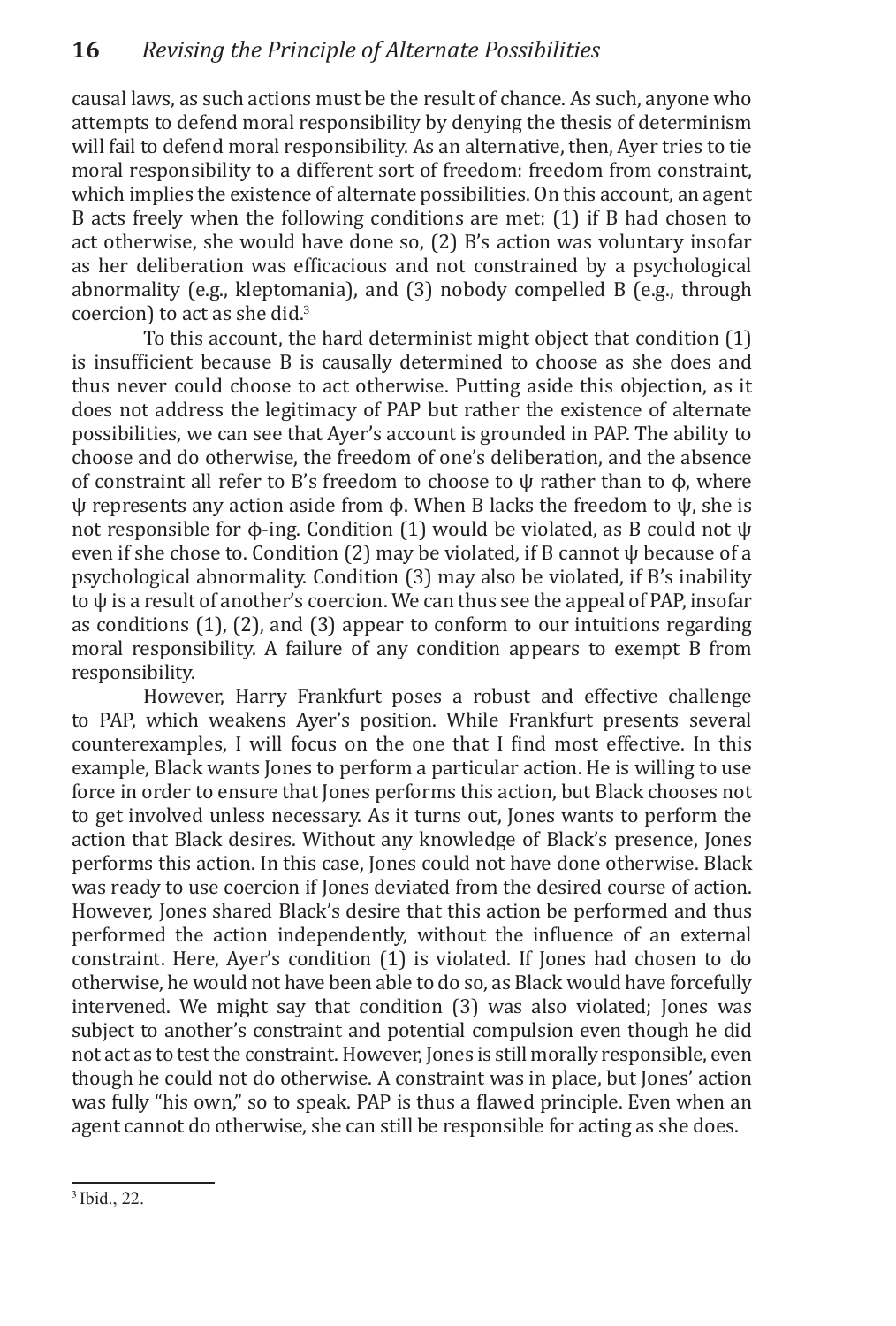causal laws, as such actions must be the result of chance. As such, anyone who attempts to defend moral responsibility by denying the thesis of determinism will fail to defend moral responsibility. As an alternative, then, Ayer tries to tie moral responsibility to a different sort of freedom: freedom from constraint, which implies the existence of alternate possibilities. On this account, an agent B acts freely when the following conditions are met: (1) if B had chosen to act otherwise, she would have done so, (2) B's action was voluntary insofar as her deliberation was efficacious and not constrained by a psychological abnormality (e.g., kleptomania), and (3) nobody compelled B (e.g., through coercion) to act as she did.[3]

To this account, the hard determinist might object that condition (1) is insufficient because B is causally determined to choose as she does and thus never could choose to act otherwise. Putting aside this objection, as it does not address the legitimacy of PAP but rather the existence of alternate possibilities, we can see that Ayer's account is grounded in PAP. The ability to choose and do otherwise, the freedom of one's deliberation, and the absence of constraint all refer to B's freedom to choose to $\psi$ rather than to $\phi$, where $\psi$ represents any action aside from $\phi$. When B lacks the freedom to $\psi$, she is not responsible for $\phi$-ing. Condition (1) would be violated, as B could not $\psi$ even if she chose to. Condition (2) may be violated, if B cannot $\psi$ because of a psychological abnormality. Condition (3) may also be violated, if B's inability to $\psi$ is a result of another's coercion. We can thus see the appeal of PAP, insofar as conditions (1), (2), and (3) appear to conform to our intuitions regarding moral responsibility. A failure of any condition appears to exempt B from responsibility.

However, Harry Frankfurt poses a robust and effective challenge to PAP, which weakens Ayer's position. While Frankfurt presents several counterexamples, I will focus on the one that I find most effective. In this example, Black wants Jones to perform a particular action. He is willing to use force in order to ensure that Jones performs this action, but Black chooses not to get involved unless necessary. As it turns out, Jones wants to perform the action that Black desires. Without any knowledge of Black's presence, Jones performs this action. In this case, Jones could not have done otherwise. Black was ready to use coercion if Jones deviated from the desired course of action. However, Jones shared Black's desire that this action be performed and thus performed the action independently, without the influence of an external constraint. Here, Ayer's condition (1) is violated. If Jones had chosen to do otherwise, he would not have been able to do so, as Black would have forcefully intervened. We might say that condition (3) was also violated; Jones was subject to another's constraint and potential compulsion even though he did not act as to test the constraint. However, Jones is still morally responsible, even though he could not do otherwise. A constraint was in place, but Jones' action was fully "his own," so to speak. PAP is thus a flawed principle. Even when an agent cannot do otherwise, she can still be responsible for acting as she does.

[3] Ibid., 22.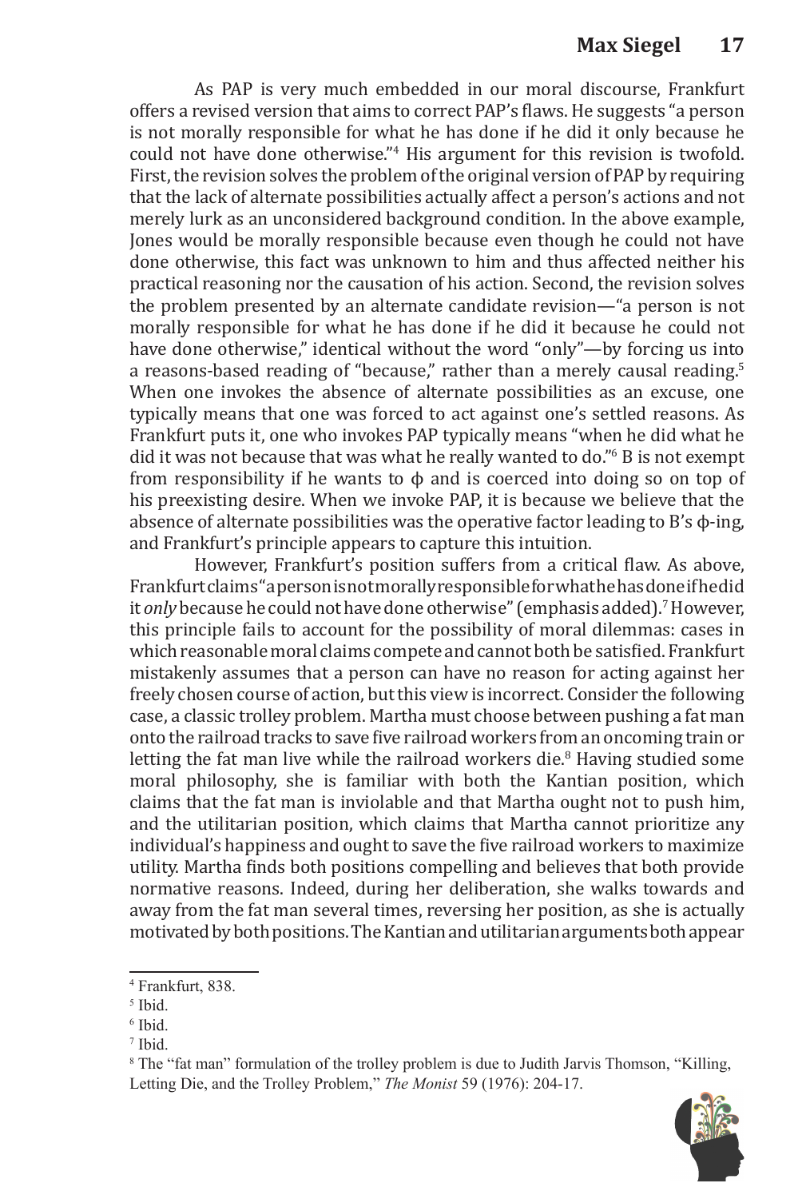As PAP is very much embedded in our moral discourse, Frankfurt offers a revised version that aims to correct PAP's flaws. He suggests "a person is not morally responsible for what he has done if he did it only because he could not have done otherwise."[4] His argument for this revision is twofold. First, the revision solves the problem of the original version of PAP by requiring that the lack of alternate possibilities actually affect a person's actions and not merely lurk as an unconsidered background condition. In the above example, Jones would be morally responsible because even though he could not have done otherwise, this fact was unknown to him and thus affected neither his practical reasoning nor the causation of his action. Second, the revision solves the problem presented by an alternate candidate revision—"a person is not morally responsible for what he has done if he did it because he could not have done otherwise," identical without the word "only"—by forcing us into a reasons-based reading of "because," rather than a merely causal reading.[5] When one invokes the absence of alternate possibilities as an excuse, one typically means that one was forced to act against one's settled reasons. As Frankfurt puts it, one who invokes PAP typically means "when he did what he did it was not because that was what he really wanted to do."[6] B is not exempt from responsibility if he wants to ϕ and is coerced into doing so on top of his preexisting desire. When we invoke PAP, it is because we believe that the absence of alternate possibilities was the operative factor leading to B's ϕ-ing, and Frankfurt's principle appears to capture this intuition.

However, Frankfurt's position suffers from a critical flaw. As above, Frankfurt claims "a person is not morally responsible for what he has done if he did it *only* because he could not have done otherwise" (emphasis added).[7] However, this principle fails to account for the possibility of moral dilemmas: cases in which reasonable moral claims compete and cannot both be satisfied. Frankfurt mistakenly assumes that a person can have no reason for acting against her freely chosen course of action, but this view is incorrect. Consider the following case, a classic trolley problem. Martha must choose between pushing a fat man onto the railroad tracks to save five railroad workers from an oncoming train or letting the fat man live while the railroad workers die.[8] Having studied some moral philosophy, she is familiar with both the Kantian position, which claims that the fat man is inviolable and that Martha ought not to push him, and the utilitarian position, which claims that Martha cannot prioritize any individual's happiness and ought to save the five railroad workers to maximize utility. Martha finds both positions compelling and believes that both provide normative reasons. Indeed, during her deliberation, she walks towards and away from the fat man several times, reversing her position, as she is actually motivated by both positions. The Kantian and utilitarian arguments both appear

---

[4] Frankfurt, 838.

[5] Ibid.

[6] Ibid.

[7] Ibid.

[8] The "fat man" formulation of the trolley problem is due to Judith Jarvis Thomson, "Killing, Letting Die, and the Trolley Problem," *The Monist* 59 (1976): 204-17.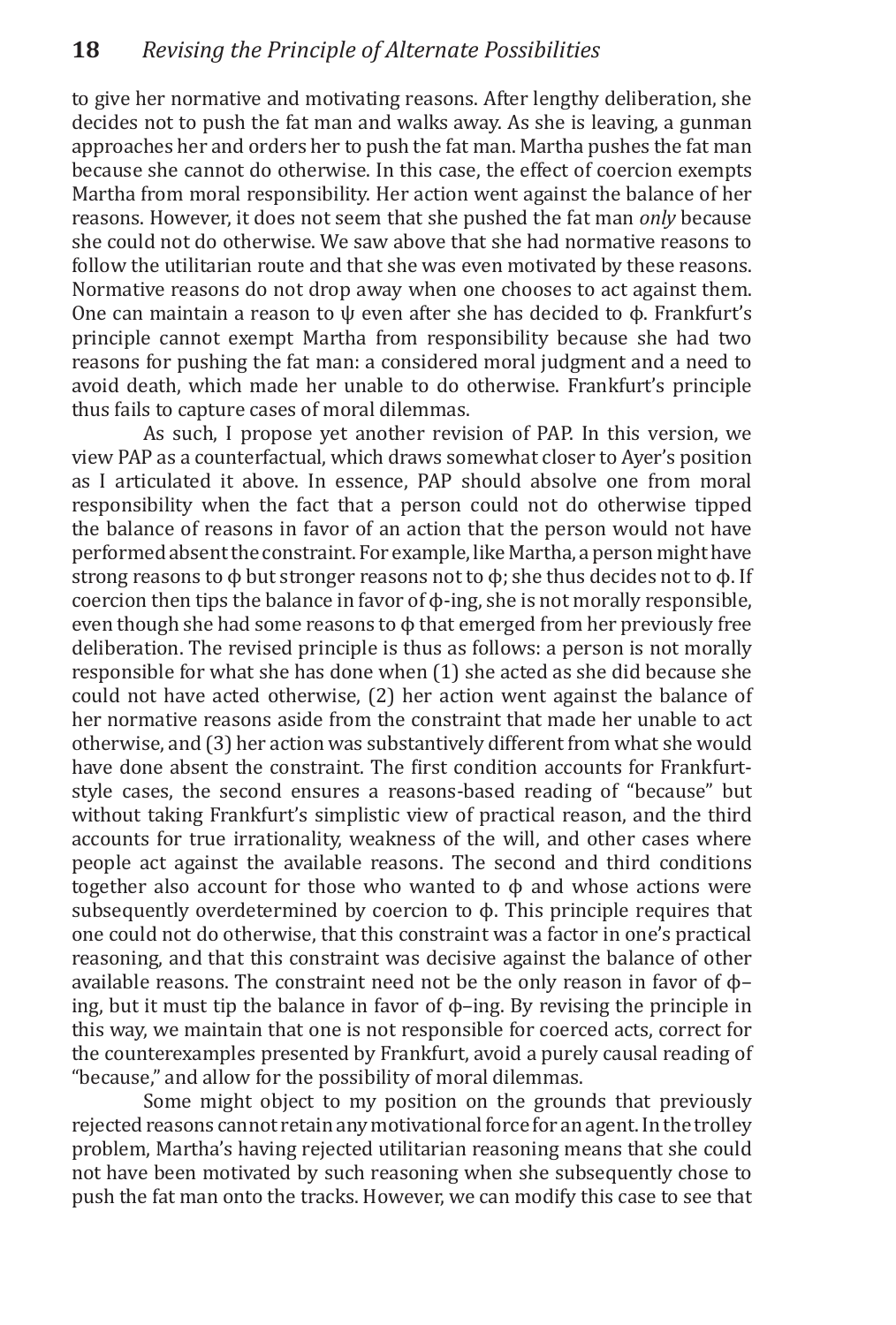to give her normative and motivating reasons. After lengthy deliberation, she decides not to push the fat man and walks away. As she is leaving, a gunman approaches her and orders her to push the fat man. Martha pushes the fat man because she cannot do otherwise. In this case, the effect of coercion exempts Martha from moral responsibility. Her action went against the balance of her reasons. However, it does not seem that she pushed the fat man *only* because she could not do otherwise. We saw above that she had normative reasons to follow the utilitarian route and that she was even motivated by these reasons. Normative reasons do not drop away when one chooses to act against them. One can maintain a reason to ψ even after she has decided to ϕ. Frankfurt's principle cannot exempt Martha from responsibility because she had two reasons for pushing the fat man: a considered moral judgment and a need to avoid death, which made her unable to do otherwise. Frankfurt's principle thus fails to capture cases of moral dilemmas.

As such, I propose yet another revision of PAP. In this version, we view PAP as a counterfactual, which draws somewhat closer to Ayer's position as I articulated it above. In essence, PAP should absolve one from moral responsibility when the fact that a person could not do otherwise tipped the balance of reasons in favor of an action that the person would not have performed absent the constraint. For example, like Martha, a person might have strong reasons to ϕ but stronger reasons not to ϕ; she thus decides not to ϕ. If coercion then tips the balance in favor of ϕ-ing, she is not morally responsible, even though she had some reasons to ϕ that emerged from her previously free deliberation. The revised principle is thus as follows: a person is not morally responsible for what she has done when (1) she acted as she did because she could not have acted otherwise, (2) her action went against the balance of her normative reasons aside from the constraint that made her unable to act otherwise, and (3) her action was substantively different from what she would have done absent the constraint. The first condition accounts for Frankfurt-style cases, the second ensures a reasons-based reading of "because" but without taking Frankfurt's simplistic view of practical reason, and the third accounts for true irrationality, weakness of the will, and other cases where people act against the available reasons. The second and third conditions together also account for those who wanted to ϕ and whose actions were subsequently overdetermined by coercion to ϕ. This principle requires that one could not do otherwise, that this constraint was a factor in one's practical reasoning, and that this constraint was decisive against the balance of other available reasons. The constraint need not be the only reason in favor of ϕ–ing, but it must tip the balance in favor of ϕ–ing. By revising the principle in this way, we maintain that one is not responsible for coerced acts, correct for the counterexamples presented by Frankfurt, avoid a purely causal reading of "because," and allow for the possibility of moral dilemmas.

Some might object to my position on the grounds that previously rejected reasons cannot retain any motivational force for an agent. In the trolley problem, Martha's having rejected utilitarian reasoning means that she could not have been motivated by such reasoning when she subsequently chose to push the fat man onto the tracks. However, we can modify this case to see that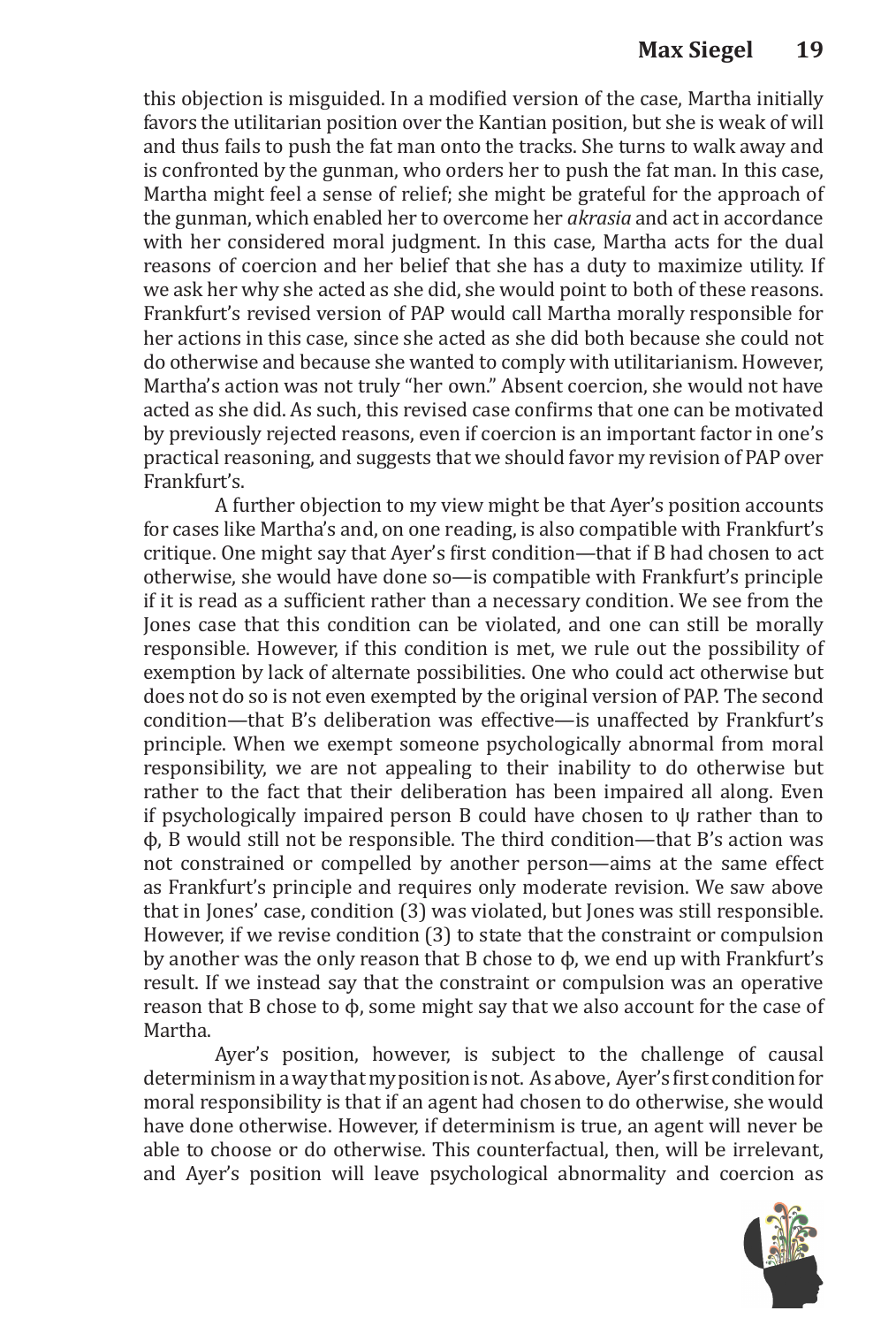this objection is misguided. In a modified version of the case, Martha initially favors the utilitarian position over the Kantian position, but she is weak of will and thus fails to push the fat man onto the tracks. She turns to walk away and is confronted by the gunman, who orders her to push the fat man. In this case, Martha might feel a sense of relief; she might be grateful for the approach of the gunman, which enabled her to overcome her *akrasia* and act in accordance with her considered moral judgment. In this case, Martha acts for the dual reasons of coercion and her belief that she has a duty to maximize utility. If we ask her why she acted as she did, she would point to both of these reasons. Frankfurt's revised version of PAP would call Martha morally responsible for her actions in this case, since she acted as she did both because she could not do otherwise and because she wanted to comply with utilitarianism. However, Martha's action was not truly "her own." Absent coercion, she would not have acted as she did. As such, this revised case confirms that one can be motivated by previously rejected reasons, even if coercion is an important factor in one's practical reasoning, and suggests that we should favor my revision of PAP over Frankfurt's.

A further objection to my view might be that Ayer's position accounts for cases like Martha's and, on one reading, is also compatible with Frankfurt's critique. One might say that Ayer's first condition—that if B had chosen to act otherwise, she would have done so—is compatible with Frankfurt's principle if it is read as a sufficient rather than a necessary condition. We see from the Jones case that this condition can be violated, and one can still be morally responsible. However, if this condition is met, we rule out the possibility of exemption by lack of alternate possibilities. One who could act otherwise but does not do so is not even exempted by the original version of PAP. The second condition—that B's deliberation was effective—is unaffected by Frankfurt's principle. When we exempt someone psychologically abnormal from moral responsibility, we are not appealing to their inability to do otherwise but rather to the fact that their deliberation has been impaired all along. Even if psychologically impaired person B could have chosen to ψ rather than to ϕ, B would still not be responsible. The third condition—that B's action was not constrained or compelled by another person—aims at the same effect as Frankfurt's principle and requires only moderate revision. We saw above that in Jones' case, condition (3) was violated, but Jones was still responsible. However, if we revise condition (3) to state that the constraint or compulsion by another was the only reason that B chose to ϕ, we end up with Frankfurt's result. If we instead say that the constraint or compulsion was an operative reason that B chose to ϕ, some might say that we also account for the case of Martha.

Ayer's position, however, is subject to the challenge of causal determinism in a way that my position is not. As above, Ayer's first condition for moral responsibility is that if an agent had chosen to do otherwise, she would have done otherwise. However, if determinism is true, an agent will never be able to choose or do otherwise. This counterfactual, then, will be irrelevant, and Ayer's position will leave psychological abnormality and coercion as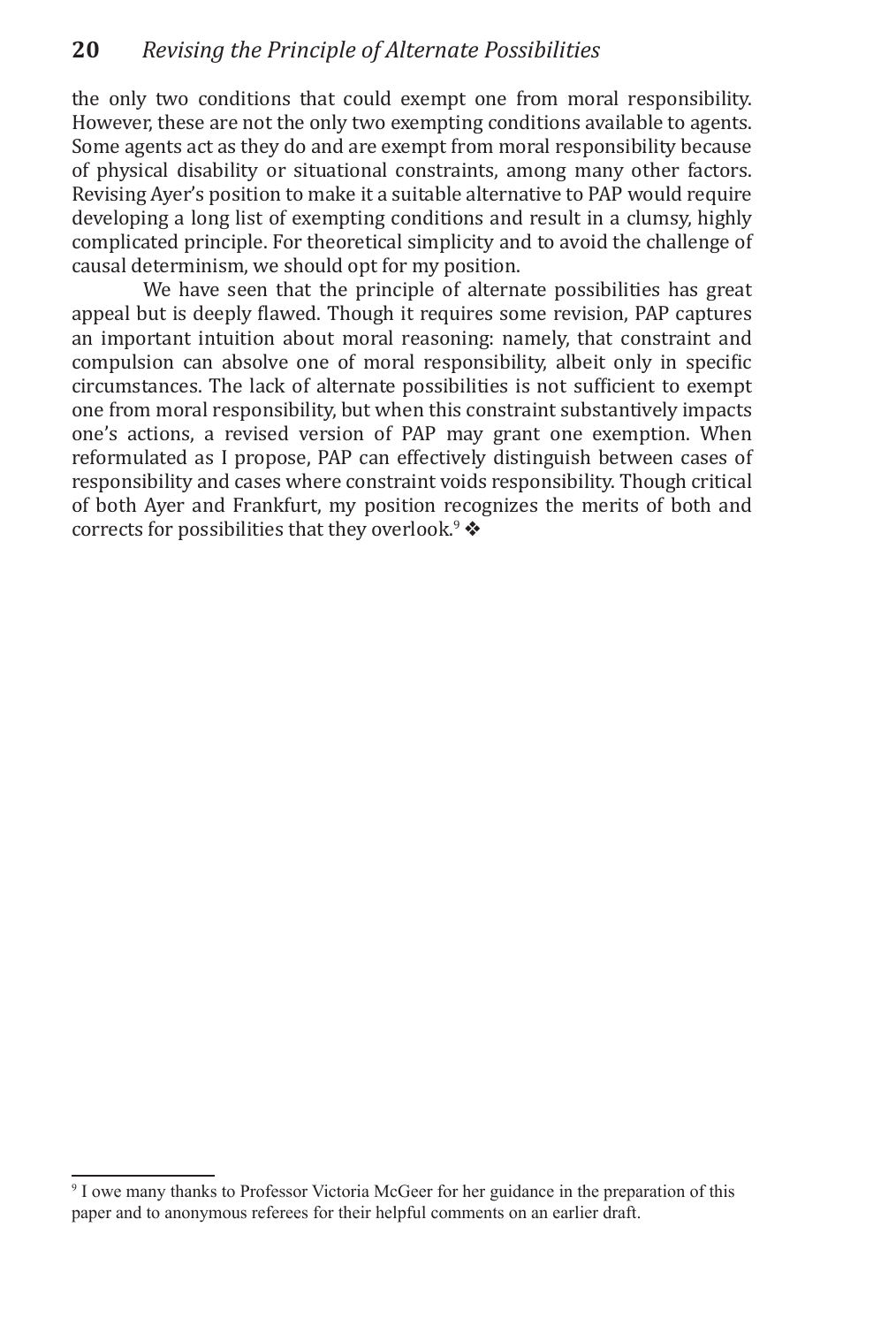the only two conditions that could exempt one from moral responsibility. However, these are not the only two exempting conditions available to agents. Some agents act as they do and are exempt from moral responsibility because of physical disability or situational constraints, among many other factors. Revising Ayer's position to make it a suitable alternative to PAP would require developing a long list of exempting conditions and result in a clumsy, highly complicated principle. For theoretical simplicity and to avoid the challenge of causal determinism, we should opt for my position.

We have seen that the principle of alternate possibilities has great appeal but is deeply flawed. Though it requires some revision, PAP captures an important intuition about moral reasoning: namely, that constraint and compulsion can absolve one of moral responsibility, albeit only in specific circumstances. The lack of alternate possibilities is not sufficient to exempt one from moral responsibility, but when this constraint substantively impacts one's actions, a revised version of PAP may grant one exemption. When reformulated as I propose, PAP can effectively distinguish between cases of responsibility and cases where constraint voids responsibility. Though critical of both Ayer and Frankfurt, my position recognizes the merits of both and corrects for possibilities that they overlook.[9] ❖

---

[9] I owe many thanks to Professor Victoria McGeer for her guidance in the preparation of this paper and to anonymous referees for their helpful comments on an earlier draft.